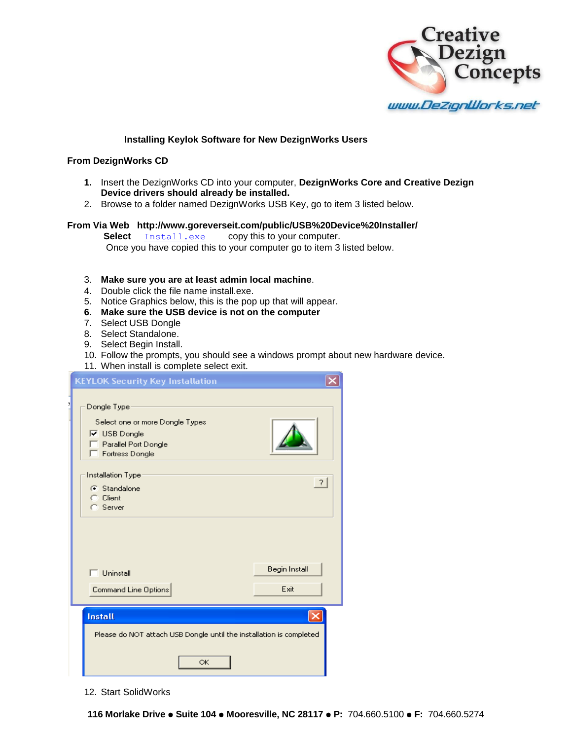Creative Dezign Concepts

www.DezignWorks.net

## Installing Keylok Software for New DezignWorks Users

**From DezignWorks CD**

1. Insert the DezignWorks CD into your computer, **DezignWorks Core and Creative Dezign Device drivers should already be installed.**
2. Browse to a folder named DezignWorks USB Key, go to item 3 listed below.

**From Via Web http://www.goreverseit.com/public/USB%20Device%20Installer/**

**Select** Install.exe copy this to your computer.

Once you have copied this to your computer go to item 3 listed below.

3. **Make sure you are at least admin local machine**.
4. Double click the file name install.exe.
5. Notice Graphics below, this is the pop up that will appear.
6. **Make sure the USB device is not on the computer**
7. Select USB Dongle
8. Select Standalone.
9. Select Begin Install.
10. Follow the prompts, you should see a windows prompt about new hardware device.
11. When install is complete select exit.

KEYLOK Security Key Installation

Dongle Type

Select one or more Dongle Types

- [x] USB Dongle
- [ ] Parallel Port Dongle
- [ ] Fortress Dongle

Installation Type

- (•) Standalone
- ( ) Client
- ( ) Server

- [ ] Uninstall

Command Line Options | Begin Install | Exit

Install

Please do NOT attach USB Dongle until the installation is completed

OK

12. Start SolidWorks

**116 Morlake Drive ● Suite 104 ● Mooresville, NC 28117 ● P:** 704.660.5100 ● **F:** 704.660.5274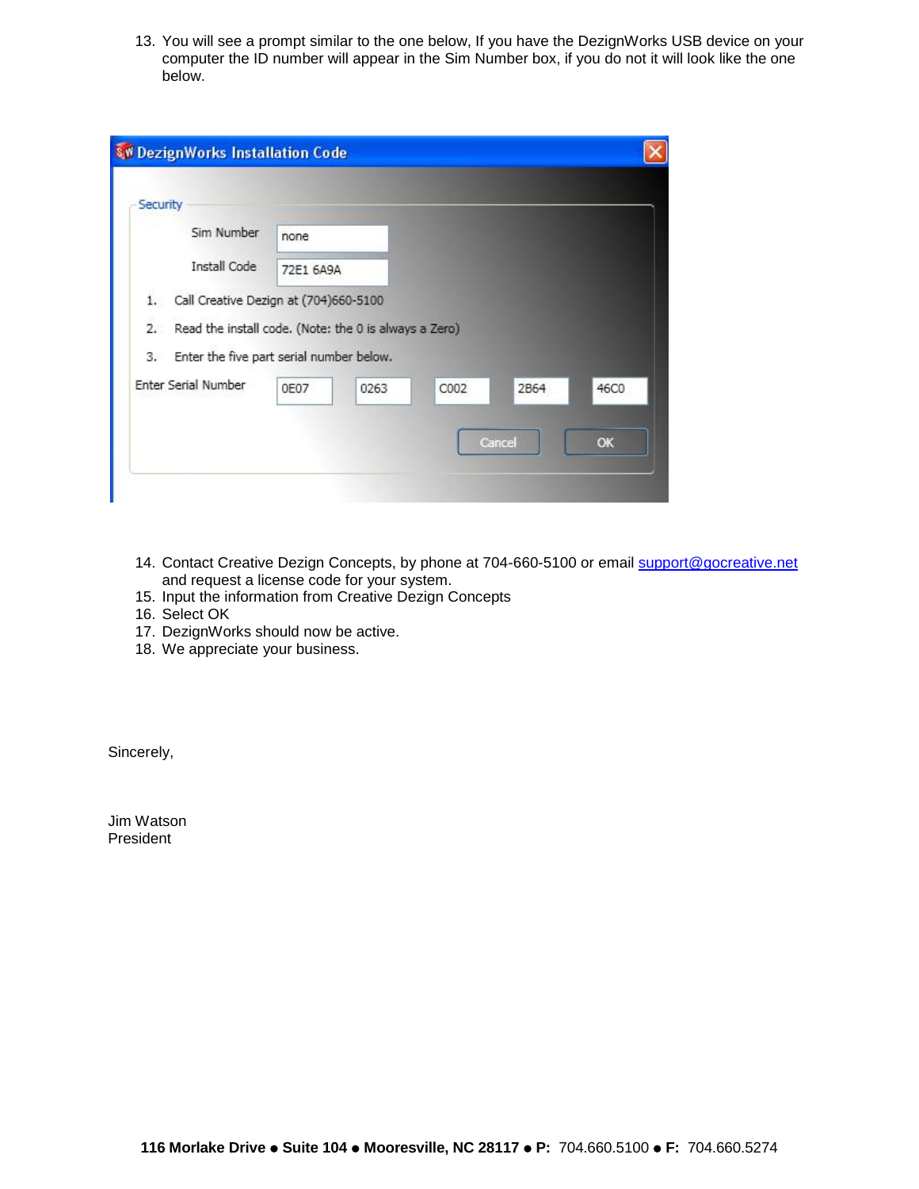13. You will see a prompt similar to the one below, If you have the DezignWorks USB device on your computer the ID number will appear in the Sim Number box, if you do not it will look like the one below.

DezignWorks Installation Code

Security

Sim Number: none

Install Code: 72E1 6A9A

1. Call Creative Dezign at (704)660-5100
2. Read the install code. (Note: the 0 is always a Zero)
3. Enter the five part serial number below.

Enter Serial Number: 0E07 0263 C002 2B64 46C0

Cancel OK

14. Contact Creative Dezign Concepts, by phone at 704-660-5100 or email support@gocreative.net and request a license code for your system.
15. Input the information from Creative Dezign Concepts
16. Select OK
17. DezignWorks should now be active.
18. We appreciate your business.

Sincerely,

Jim Watson
President

**116 Morlake Drive ● Suite 104 ● Mooresville, NC 28117 ● P:** 704.660.5100 ● **F:** 704.660.5274